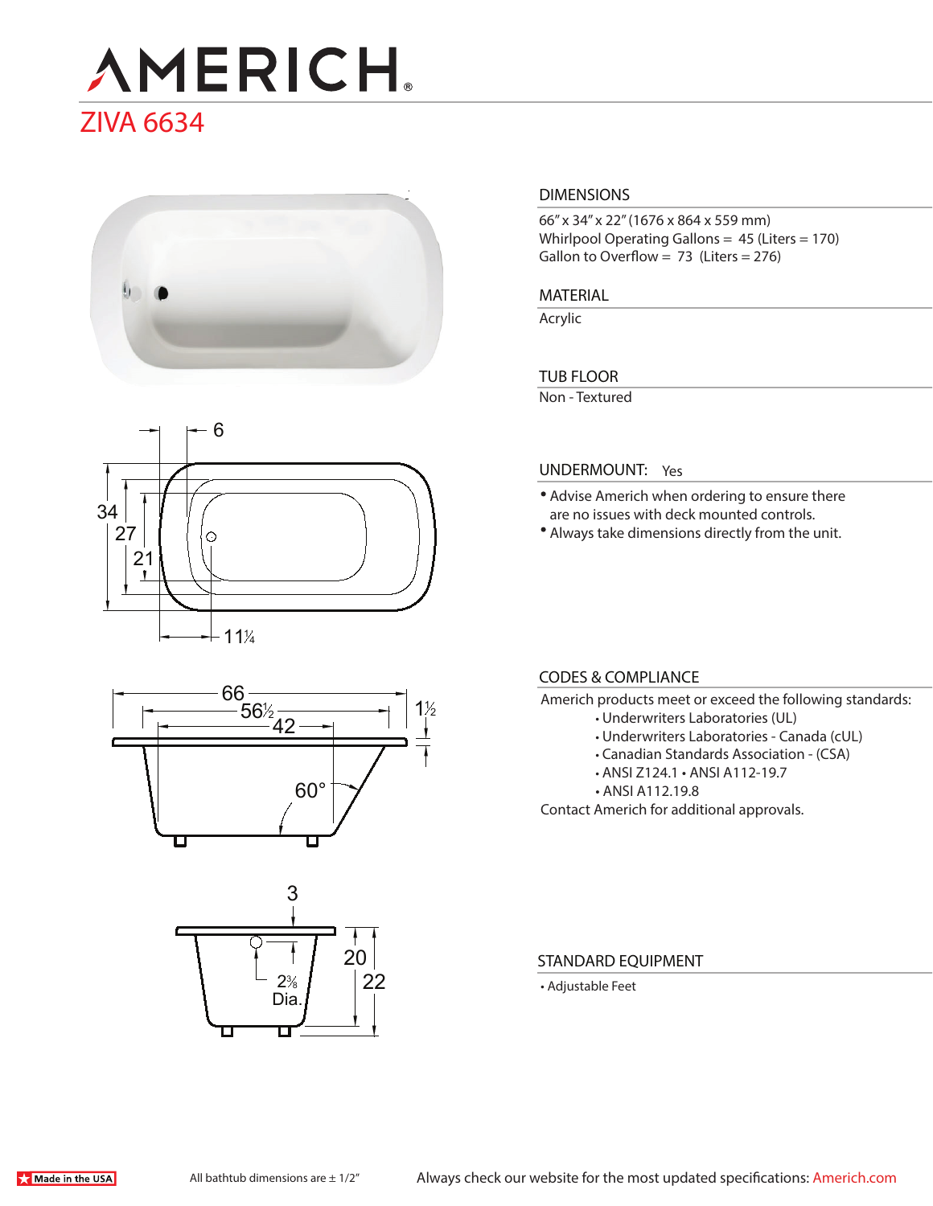# AMERICH®

## ZIVA 6634

6
34
27
21
11¼

66
56½
42
1½
60°

3
20
22
2⅜
Dia.

### DIMENSIONS

66″ x 34″ x 22″ (1676 x 864 x 559 mm)
Whirlpool Operating Gallons = 45 (Liters = 170)
Gallon to Overflow = 73 (Liters = 276)

### MATERIAL

Acrylic

### TUB FLOOR

Non - Textured

### UNDERMOUNT: Yes

- Advise Americh when ordering to ensure there are no issues with deck mounted controls.
- Always take dimensions directly from the unit.

### CODES & COMPLIANCE

Americh products meet or exceed the following standards:

- Underwriters Laboratories (UL)
- Underwriters Laboratories - Canada (cUL)
- Canadian Standards Association - (CSA)
- ANSI Z124.1 • ANSI A112-19.7
- ANSI A112.19.8

Contact Americh for additional approvals.

### STANDARD EQUIPMENT

- Adjustable Feet

Made in the USA

All bathtub dimensions are ± 1/2″

Always check our website for the most updated specifications: Americh.com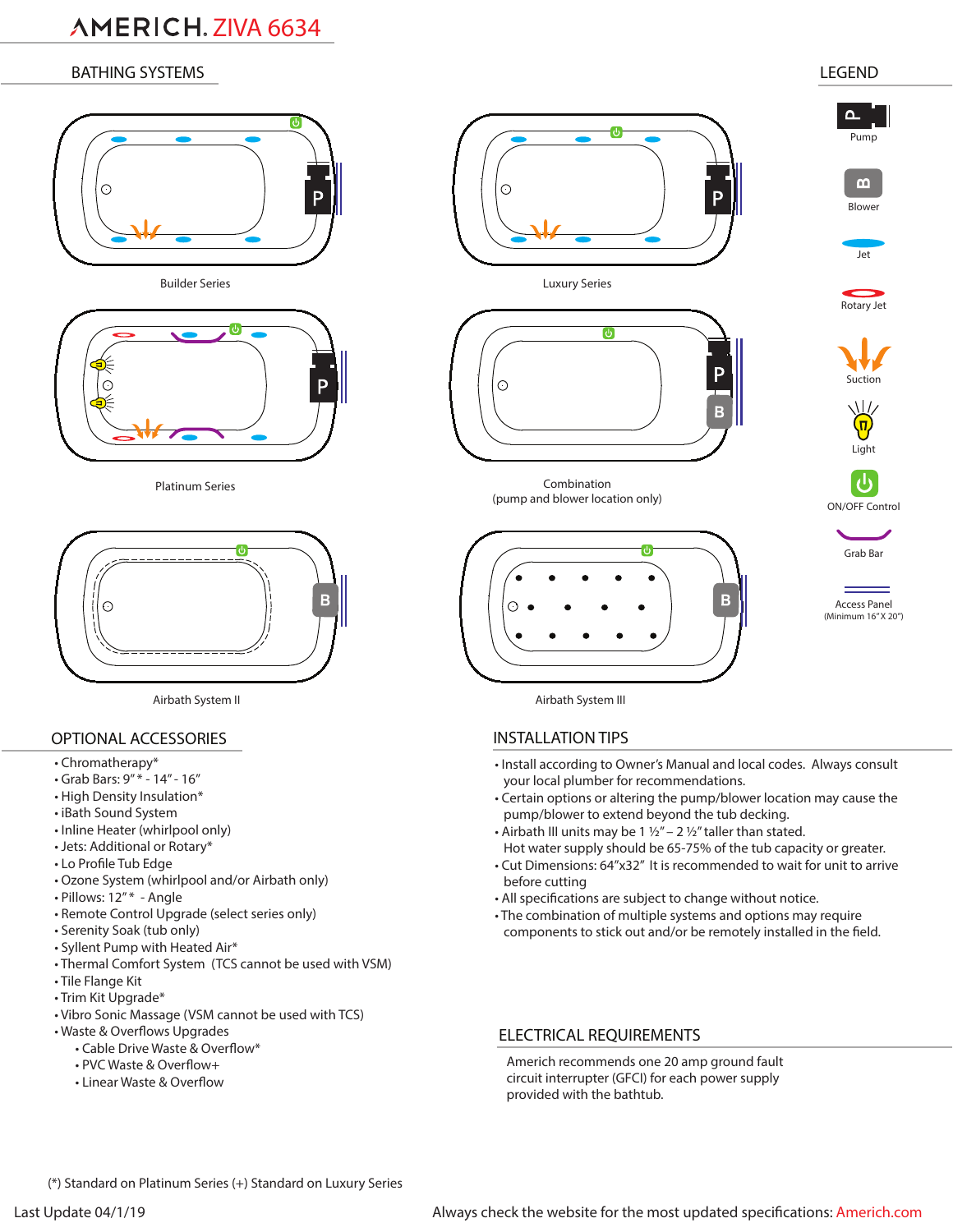# AMERICH. ZIVA 6634

## BATHING SYSTEMS

Builder Series

Luxury Series

Platinum Series

Combination
(pump and blower location only)

Airbath System II

Airbath System III

## LEGEND

Pump

Blower

Jet

Rotary Jet

Suction

Light

ON/OFF Control

Grab Bar

Access Panel
(Minimum 16" X 20")

## OPTIONAL ACCESSORIES

- Chromatherapy*
- Grab Bars: 9"* - 14" - 16"
- High Density Insulation*
- iBath Sound System
- Inline Heater (whirlpool only)
- Jets: Additional or Rotary*
- Lo Profile Tub Edge
- Ozone System (whirlpool and/or Airbath only)
- Pillows: 12"* - Angle
- Remote Control Upgrade (select series only)
- Serenity Soak (tub only)
- Syllent Pump with Heated Air*
- Thermal Comfort System (TCS cannot be used with VSM)
- Tile Flange Kit
- Trim Kit Upgrade*
- Vibro Sonic Massage (VSM cannot be used with TCS)
- Waste & Overflows Upgrades
  - Cable Drive Waste & Overflow*
  - PVC Waste & Overflow+
  - Linear Waste & Overflow

## INSTALLATION TIPS

- Install according to Owner's Manual and local codes. Always consult your local plumber for recommendations.
- Certain options or altering the pump/blower location may cause the pump/blower to extend beyond the tub decking.
- Airbath III units may be 1 ½" – 2 ½" taller than stated.
  Hot water supply should be 65-75% of the tub capacity or greater.
- Cut Dimensions: 64"x32" It is recommended to wait for unit to arrive before cutting
- All specifications are subject to change without notice.
- The combination of multiple systems and options may require components to stick out and/or be remotely installed in the field.

## ELECTRICAL REQUIREMENTS

Americh recommends one 20 amp ground fault circuit interrupter (GFCI) for each power supply provided with the bathtub.

(*) Standard on Platinum Series (+) Standard on Luxury Series

Last Update 04/1/19

Always check the website for the most updated specifications: Americh.com